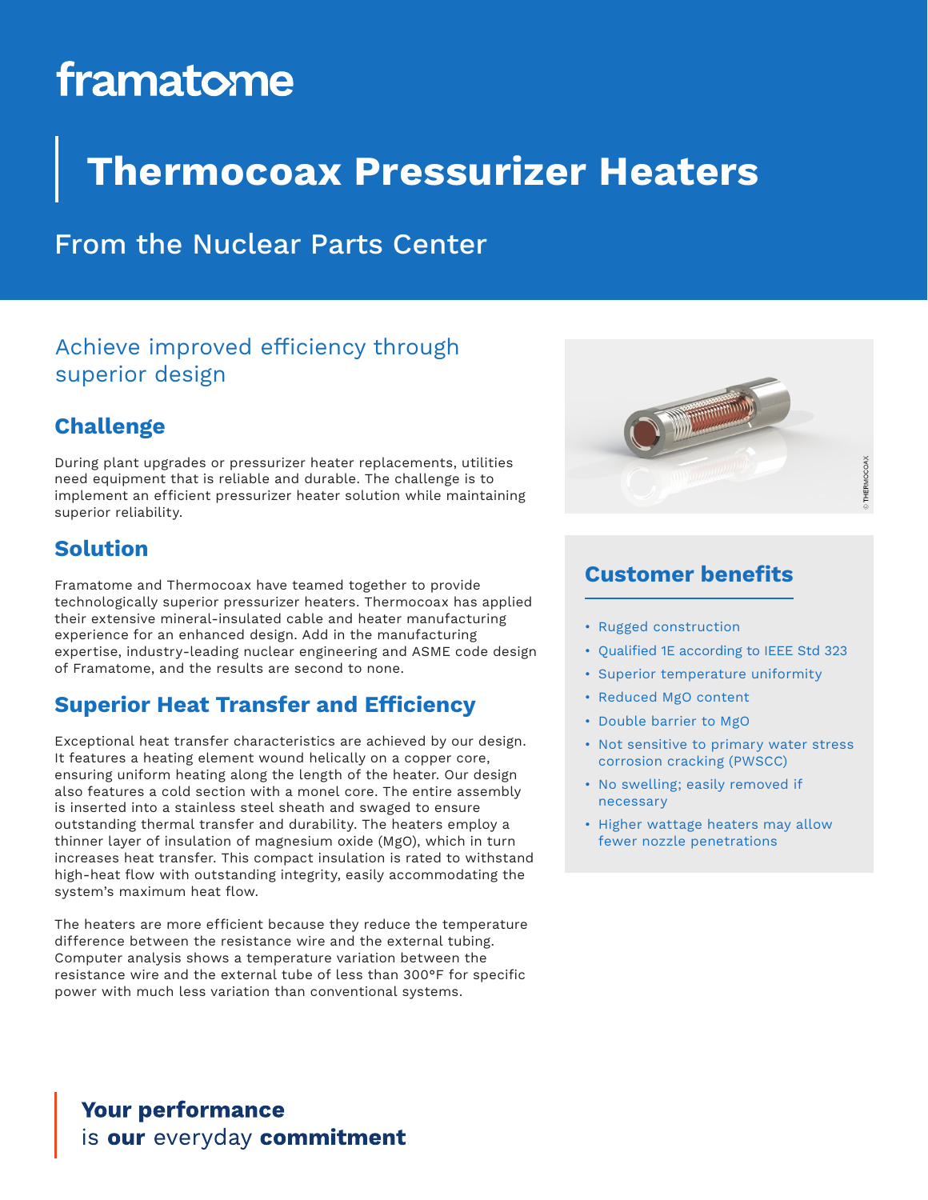framatome

# Thermocoax Pressurizer Heaters

From the Nuclear Parts Center

## Achieve improved efficiency through superior design

### Challenge

During plant upgrades or pressurizer heater replacements, utilities need equipment that is reliable and durable. The challenge is to implement an efficient pressurizer heater solution while maintaining superior reliability.

### Solution

Framatome and Thermocoax have teamed together to provide technologically superior pressurizer heaters. Thermocoax has applied their extensive mineral-insulated cable and heater manufacturing experience for an enhanced design. Add in the manufacturing expertise, industry-leading nuclear engineering and ASME code design of Framatome, and the results are second to none.

### Superior Heat Transfer and Efficiency

Exceptional heat transfer characteristics are achieved by our design. It features a heating element wound helically on a copper core, ensuring uniform heating along the length of the heater. Our design also features a cold section with a monel core. The entire assembly is inserted into a stainless steel sheath and swaged to ensure outstanding thermal transfer and durability. The heaters employ a thinner layer of insulation of magnesium oxide (MgO), which in turn increases heat transfer. This compact insulation is rated to withstand high-heat flow with outstanding integrity, easily accommodating the system's maximum heat flow.

The heaters are more efficient because they reduce the temperature difference between the resistance wire and the external tubing. Computer analysis shows a temperature variation between the resistance wire and the external tube of less than 300°F for specific power with much less variation than conventional systems.

© THERMOCOAX

### Customer benefits

- Rugged construction
- Qualified 1E according to IEEE Std 323
- Superior temperature uniformity
- Reduced MgO content
- Double barrier to MgO
- Not sensitive to primary water stress corrosion cracking (PWSCC)
- No swelling; easily removed if necessary
- Higher wattage heaters may allow fewer nozzle penetrations

**Your performance**
is **our** everyday **commitment**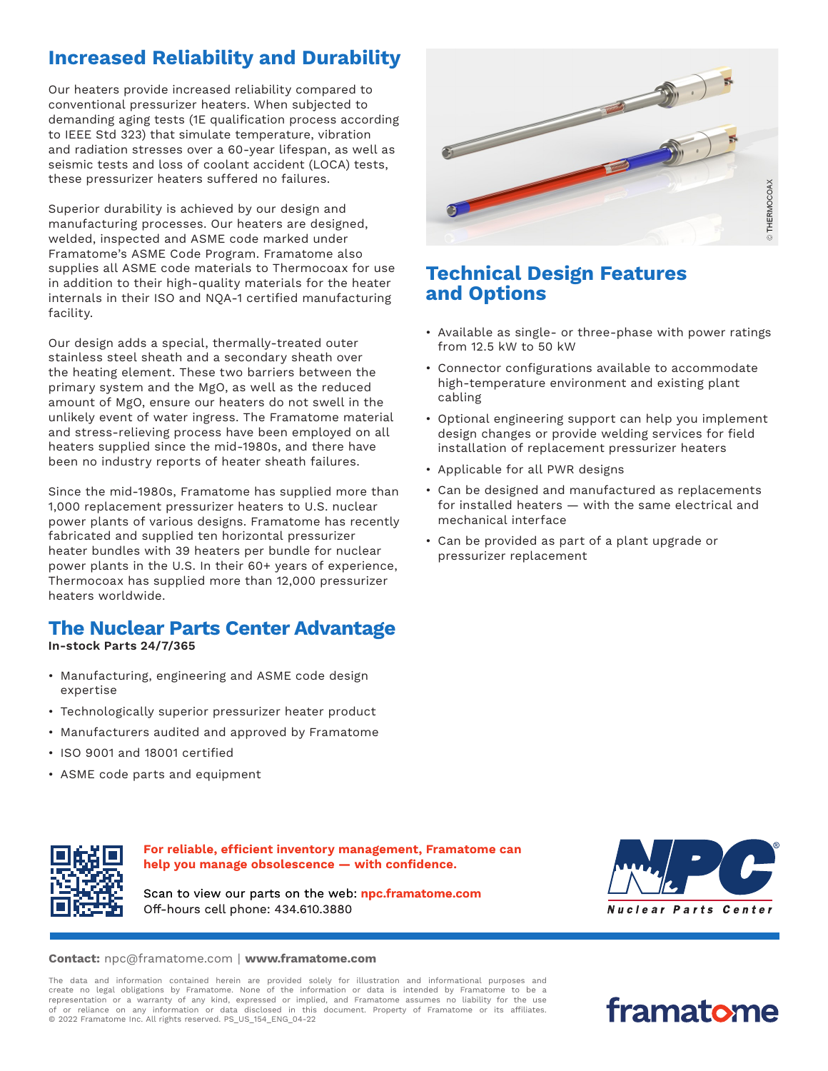## Increased Reliability and Durability

Our heaters provide increased reliability compared to conventional pressurizer heaters. When subjected to demanding aging tests (1E qualification process according to IEEE Std 323) that simulate temperature, vibration and radiation stresses over a 60-year lifespan, as well as seismic tests and loss of coolant accident (LOCA) tests, these pressurizer heaters suffered no failures.

Superior durability is achieved by our design and manufacturing processes. Our heaters are designed, welded, inspected and ASME code marked under Framatome's ASME Code Program. Framatome also supplies all ASME code materials to Thermocoax for use in addition to their high-quality materials for the heater internals in their ISO and NQA-1 certified manufacturing facility.

Our design adds a special, thermally-treated outer stainless steel sheath and a secondary sheath over the heating element. These two barriers between the primary system and the MgO, as well as the reduced amount of MgO, ensure our heaters do not swell in the unlikely event of water ingress. The Framatome material and stress-relieving process have been employed on all heaters supplied since the mid-1980s, and there have been no industry reports of heater sheath failures.

Since the mid-1980s, Framatome has supplied more than 1,000 replacement pressurizer heaters to U.S. nuclear power plants of various designs. Framatome has recently fabricated and supplied ten horizontal pressurizer heater bundles with 39 heaters per bundle for nuclear power plants in the U.S. In their 60+ years of experience, Thermocoax has supplied more than 12,000 pressurizer heaters worldwide.

## The Nuclear Parts Center Advantage

**In-stock Parts 24/7/365**

- Manufacturing, engineering and ASME code design expertise
- Technologically superior pressurizer heater product
- Manufacturers audited and approved by Framatome
- ISO 9001 and 18001 certified
- ASME code parts and equipment

© THERMOCOAX

## Technical Design Features and Options

- Available as single- or three-phase with power ratings from 12.5 kW to 50 kW
- Connector configurations available to accommodate high-temperature environment and existing plant cabling
- Optional engineering support can help you implement design changes or provide welding services for field installation of replacement pressurizer heaters
- Applicable for all PWR designs
- Can be designed and manufactured as replacements for installed heaters — with the same electrical and mechanical interface
- Can be provided as part of a plant upgrade or pressurizer replacement

**For reliable, efficient inventory management, Framatome can help you manage obsolescence — with confidence.**

Scan to view our parts on the web: **npc.framatome.com**
Off-hours cell phone: 434.610.3880

NPC® Nuclear Parts Center

**Contact:** npc@framatome.com | **www.framatome.com**

The data and information contained herein are provided solely for illustration and informational purposes and create no legal obligations by Framatome. None of the information or data is intended by Framatome to be a representation or a warranty of any kind, expressed or implied, and Framatome assumes no liability for the use of or reliance on any information or data disclosed in this document. Property of Framatome or its affiliates. © 2022 Framatome Inc. All rights reserved. PS_US_154_ENG_04-22

framatome